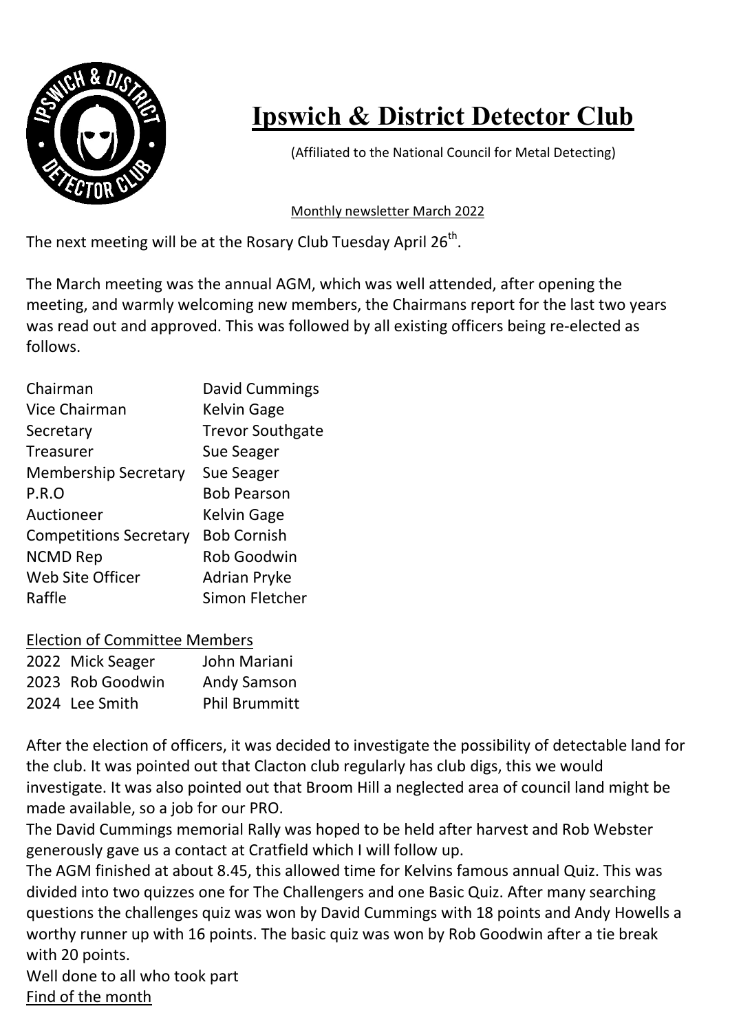# Ipswich & District Detector Club

(Affiliated to the National Council for Metal Detecting)

Monthly newsletter March 2022

The next meeting will be at the Rosary Club Tuesday April 26th.

The March meeting was the annual AGM, which was well attended, after opening the meeting, and warmly welcoming new members, the Chairmans report for the last two years was read out and approved. This was followed by all existing officers being re-elected as follows.

| | |
|---|---|
| Chairman | David Cummings |
| Vice Chairman | Kelvin Gage |
| Secretary | Trevor Southgate |
| Treasurer | Sue Seager |
| Membership Secretary | Sue Seager |
| P.R.O | Bob Pearson |
| Auctioneer | Kelvin Gage |
| Competitions Secretary | Bob Cornish |
| NCMD Rep | Rob Goodwin |
| Web Site Officer | Adrian Pryke |
| Raffle | Simon Fletcher |

Election of Committee Members

| | | |
|---|---|---|
| 2022 | Mick Seager | John Mariani |
| 2023 | Rob Goodwin | Andy Samson |
| 2024 | Lee Smith | Phil Brummitt |

After the election of officers, it was decided to investigate the possibility of detectable land for the club. It was pointed out that Clacton club regularly has club digs, this we would investigate. It was also pointed out that Broom Hill a neglected area of council land might be made available, so a job for our PRO.

The David Cummings memorial Rally was hoped to be held after harvest and Rob Webster generously gave us a contact at Cratfield which I will follow up.

The AGM finished at about 8.45, this allowed time for Kelvins famous annual Quiz. This was divided into two quizzes one for The Challengers and one Basic Quiz. After many searching questions the challenges quiz was won by David Cummings with 18 points and Andy Howells a worthy runner up with 16 points. The basic quiz was won by Rob Goodwin after a tie break with 20 points.

Well done to all who took part

Find of the month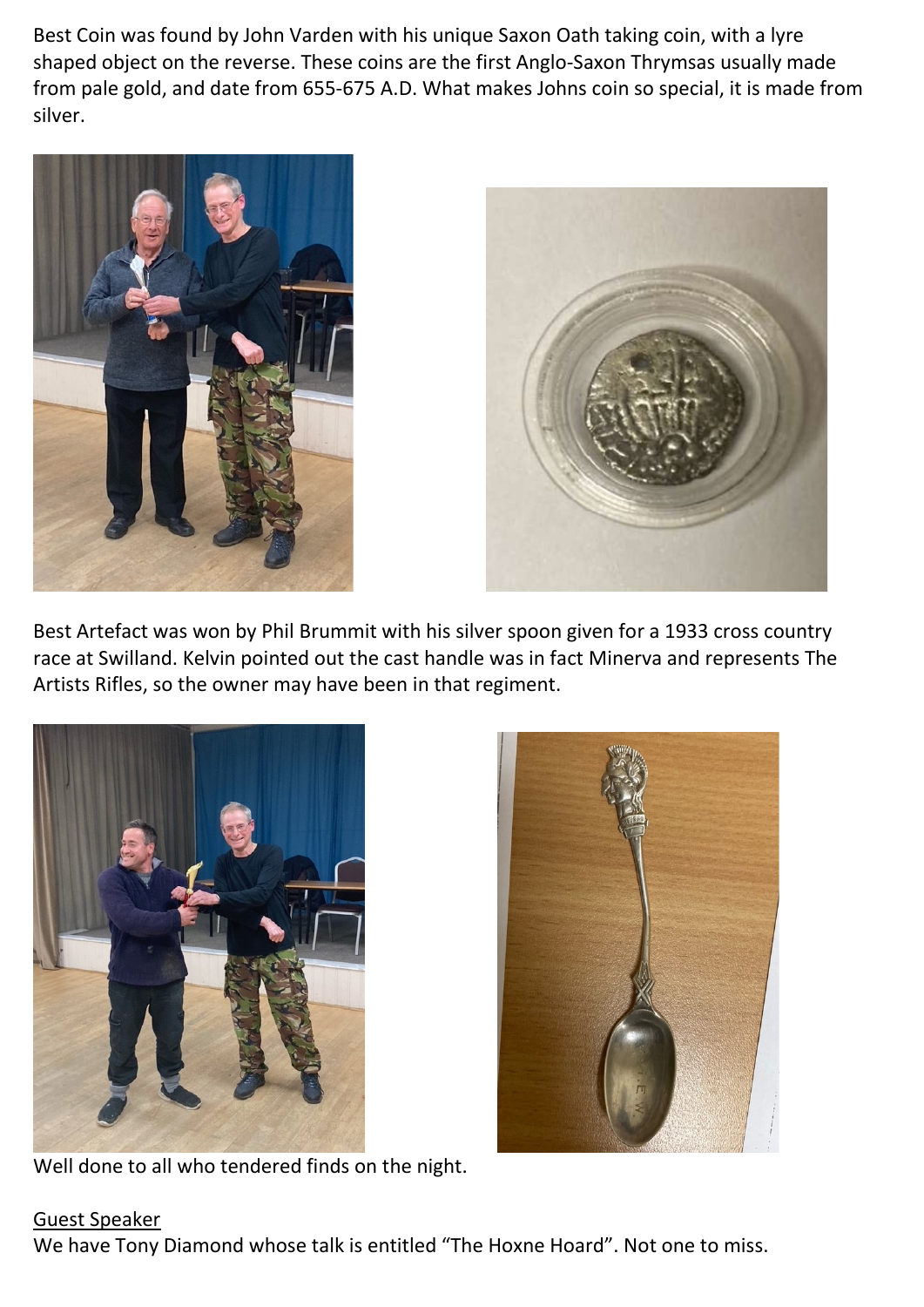Best Coin was found by John Varden with his unique Saxon Oath taking coin, with a lyre shaped object on the reverse. These coins are the first Anglo-Saxon Thrymsas usually made from pale gold, and date from 655-675 A.D. What makes Johns coin so special, it is made from silver.

Best Artefact was won by Phil Brummit with his silver spoon given for a 1933 cross country race at Swilland. Kelvin pointed out the cast handle was in fact Minerva and represents The Artists Rifles, so the owner may have been in that regiment.

Well done to all who tendered finds on the night.

Guest Speaker

We have Tony Diamond whose talk is entitled "The Hoxne Hoard". Not one to miss.